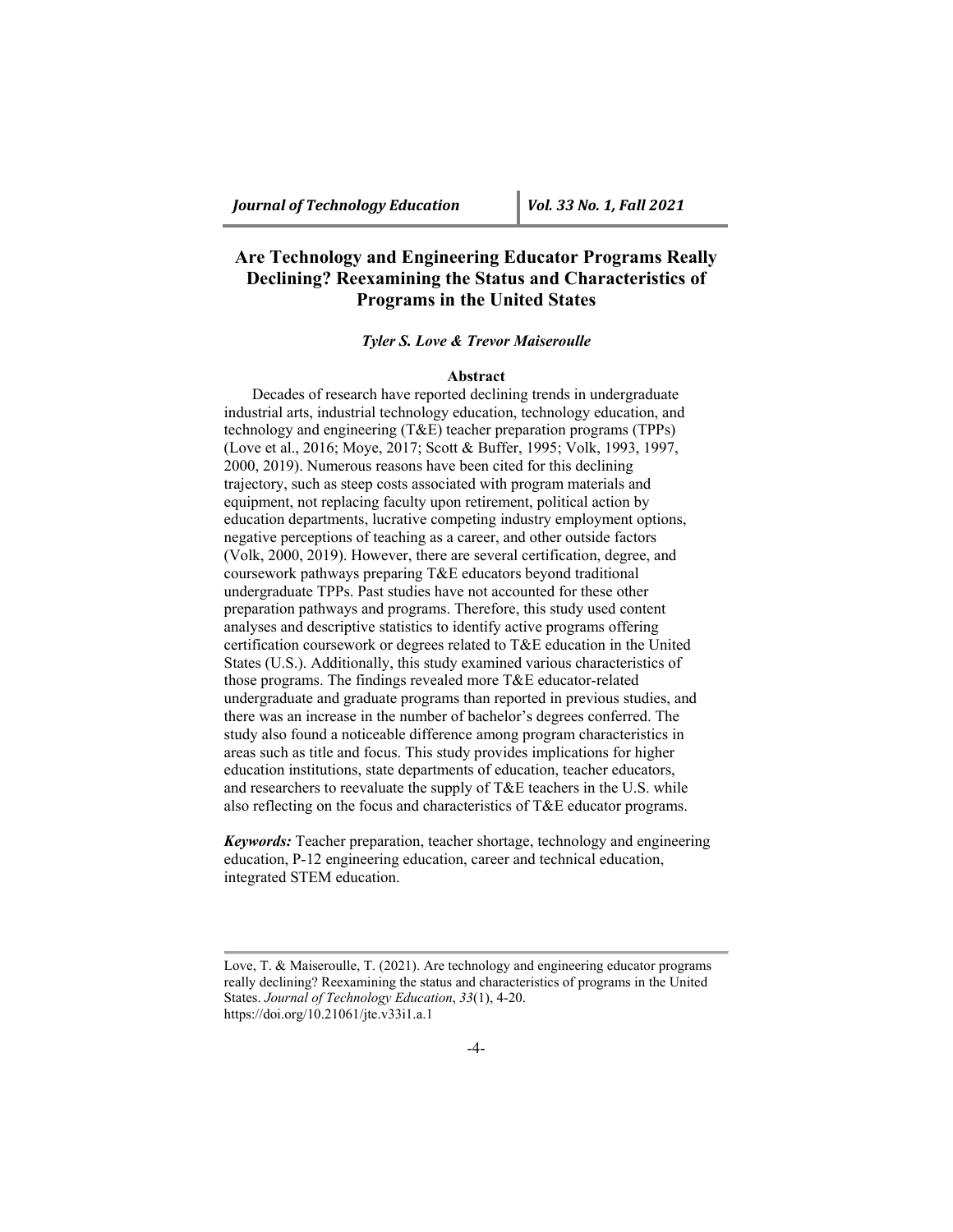# Are Technology and Engineering Educator Programs Really Declining? Reexamining the Status and Characteristics of Programs in the United States

*Tyler S. Love & Trevor Maiseroulle*

## Abstract

Decades of research have reported declining trends in undergraduate industrial arts, industrial technology education, technology education, and technology and engineering (T&E) teacher preparation programs (TPPs) (Love et al., 2016; Moye, 2017; Scott & Buffer, 1995; Volk, 1993, 1997, 2000, 2019). Numerous reasons have been cited for this declining trajectory, such as steep costs associated with program materials and equipment, not replacing faculty upon retirement, political action by education departments, lucrative competing industry employment options, negative perceptions of teaching as a career, and other outside factors (Volk, 2000, 2019). However, there are several certification, degree, and coursework pathways preparing T&E educators beyond traditional undergraduate TPPs. Past studies have not accounted for these other preparation pathways and programs. Therefore, this study used content analyses and descriptive statistics to identify active programs offering certification coursework or degrees related to T&E education in the United States (U.S.). Additionally, this study examined various characteristics of those programs. The findings revealed more T&E educator-related undergraduate and graduate programs than reported in previous studies, and there was an increase in the number of bachelor's degrees conferred. The study also found a noticeable difference among program characteristics in areas such as title and focus. This study provides implications for higher education institutions, state departments of education, teacher educators, and researchers to reevaluate the supply of T&E teachers in the U.S. while also reflecting on the focus and characteristics of T&E educator programs.

***Keywords:*** Teacher preparation, teacher shortage, technology and engineering education, P-12 engineering education, career and technical education, integrated STEM education.

---

Love, T. & Maiseroulle, T. (2021). Are technology and engineering educator programs really declining? Reexamining the status and characteristics of programs in the United States. *Journal of Technology Education*, *33*(1), 4-20. https://doi.org/10.21061/jte.v33i1.a.1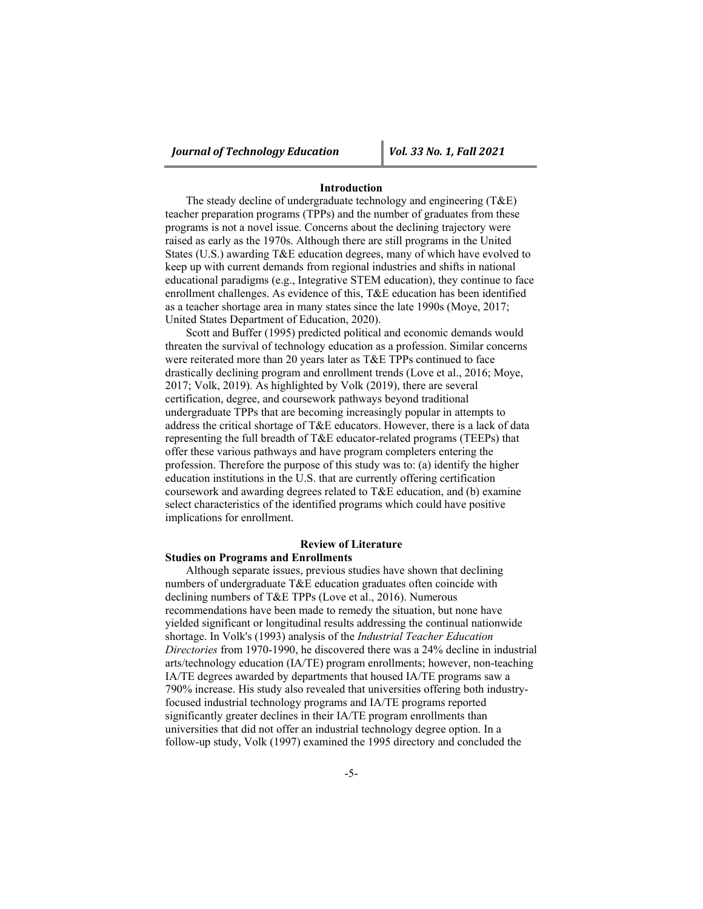## Introduction

The steady decline of undergraduate technology and engineering (T&E) teacher preparation programs (TPPs) and the number of graduates from these programs is not a novel issue. Concerns about the declining trajectory were raised as early as the 1970s. Although there are still programs in the United States (U.S.) awarding T&E education degrees, many of which have evolved to keep up with current demands from regional industries and shifts in national educational paradigms (e.g., Integrative STEM education), they continue to face enrollment challenges. As evidence of this, T&E education has been identified as a teacher shortage area in many states since the late 1990s (Moye, 2017; United States Department of Education, 2020).

Scott and Buffer (1995) predicted political and economic demands would threaten the survival of technology education as a profession. Similar concerns were reiterated more than 20 years later as T&E TPPs continued to face drastically declining program and enrollment trends (Love et al., 2016; Moye, 2017; Volk, 2019). As highlighted by Volk (2019), there are several certification, degree, and coursework pathways beyond traditional undergraduate TPPs that are becoming increasingly popular in attempts to address the critical shortage of T&E educators. However, there is a lack of data representing the full breadth of T&E educator-related programs (TEEPs) that offer these various pathways and have program completers entering the profession. Therefore the purpose of this study was to: (a) identify the higher education institutions in the U.S. that are currently offering certification coursework and awarding degrees related to T&E education, and (b) examine select characteristics of the identified programs which could have positive implications for enrollment.

## Review of Literature

### Studies on Programs and Enrollments

Although separate issues, previous studies have shown that declining numbers of undergraduate T&E education graduates often coincide with declining numbers of T&E TPPs (Love et al., 2016). Numerous recommendations have been made to remedy the situation, but none have yielded significant or longitudinal results addressing the continual nationwide shortage. In Volk's (1993) analysis of the *Industrial Teacher Education Directories* from 1970-1990, he discovered there was a 24% decline in industrial arts/technology education (IA/TE) program enrollments; however, non-teaching IA/TE degrees awarded by departments that housed IA/TE programs saw a 790% increase. His study also revealed that universities offering both industry-focused industrial technology programs and IA/TE programs reported significantly greater declines in their IA/TE program enrollments than universities that did not offer an industrial technology degree option. In a follow-up study, Volk (1997) examined the 1995 directory and concluded the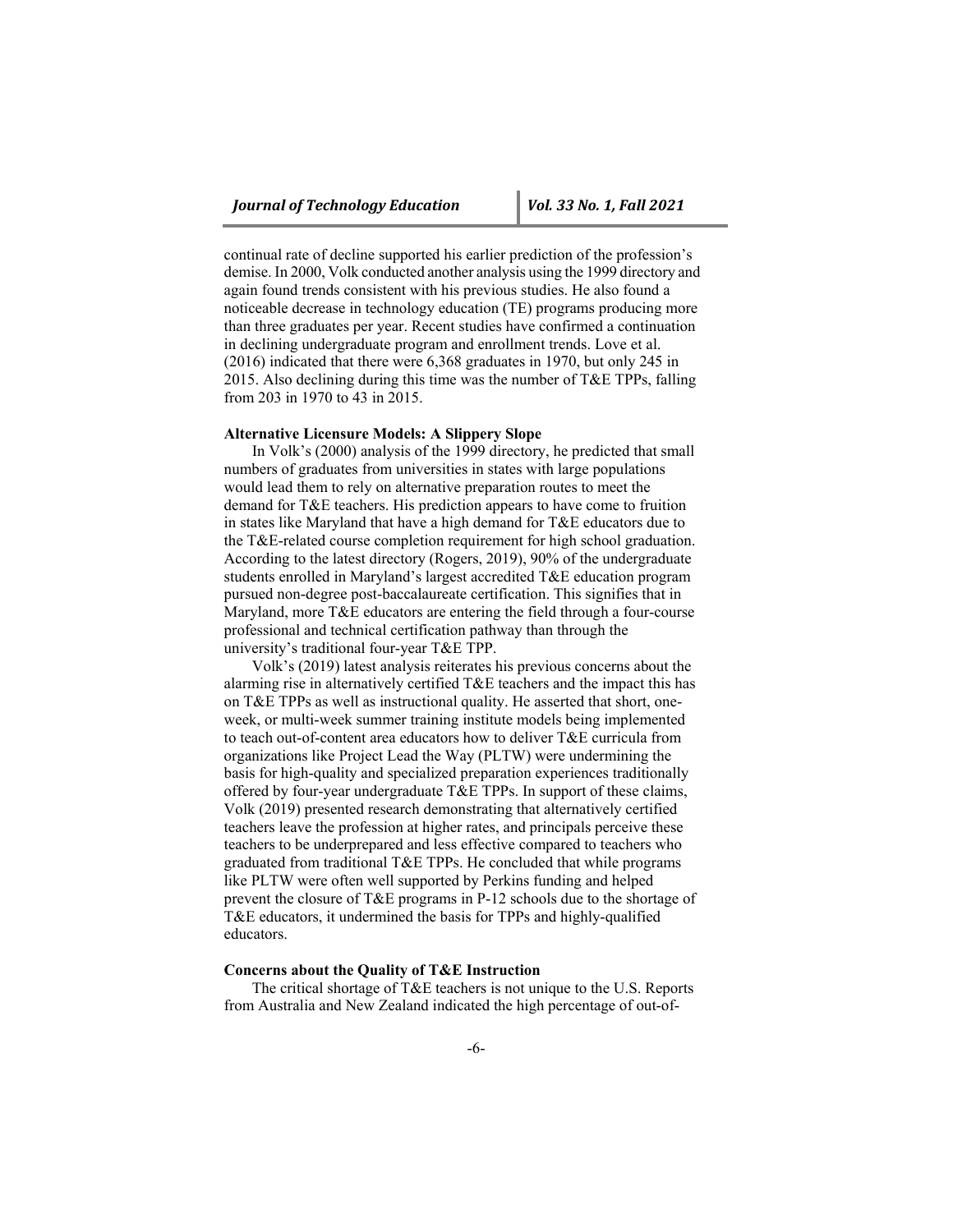continual rate of decline supported his earlier prediction of the profession's demise. In 2000, Volk conducted another analysis using the 1999 directory and again found trends consistent with his previous studies. He also found a noticeable decrease in technology education (TE) programs producing more than three graduates per year. Recent studies have confirmed a continuation in declining undergraduate program and enrollment trends. Love et al. (2016) indicated that there were 6,368 graduates in 1970, but only 245 in 2015. Also declining during this time was the number of T&E TPPs, falling from 203 in 1970 to 43 in 2015.

### Alternative Licensure Models: A Slippery Slope

In Volk's (2000) analysis of the 1999 directory, he predicted that small numbers of graduates from universities in states with large populations would lead them to rely on alternative preparation routes to meet the demand for T&E teachers. His prediction appears to have come to fruition in states like Maryland that have a high demand for T&E educators due to the T&E-related course completion requirement for high school graduation. According to the latest directory (Rogers, 2019), 90% of the undergraduate students enrolled in Maryland's largest accredited T&E education program pursued non-degree post-baccalaureate certification. This signifies that in Maryland, more T&E educators are entering the field through a four-course professional and technical certification pathway than through the university's traditional four-year T&E TPP.

Volk's (2019) latest analysis reiterates his previous concerns about the alarming rise in alternatively certified T&E teachers and the impact this has on T&E TPPs as well as instructional quality. He asserted that short, one-week, or multi-week summer training institute models being implemented to teach out-of-content area educators how to deliver T&E curricula from organizations like Project Lead the Way (PLTW) were undermining the basis for high-quality and specialized preparation experiences traditionally offered by four-year undergraduate T&E TPPs. In support of these claims, Volk (2019) presented research demonstrating that alternatively certified teachers leave the profession at higher rates, and principals perceive these teachers to be underprepared and less effective compared to teachers who graduated from traditional T&E TPPs. He concluded that while programs like PLTW were often well supported by Perkins funding and helped prevent the closure of T&E programs in P-12 schools due to the shortage of T&E educators, it undermined the basis for TPPs and highly-qualified educators.

### Concerns about the Quality of T&E Instruction

The critical shortage of T&E teachers is not unique to the U.S. Reports from Australia and New Zealand indicated the high percentage of out-of-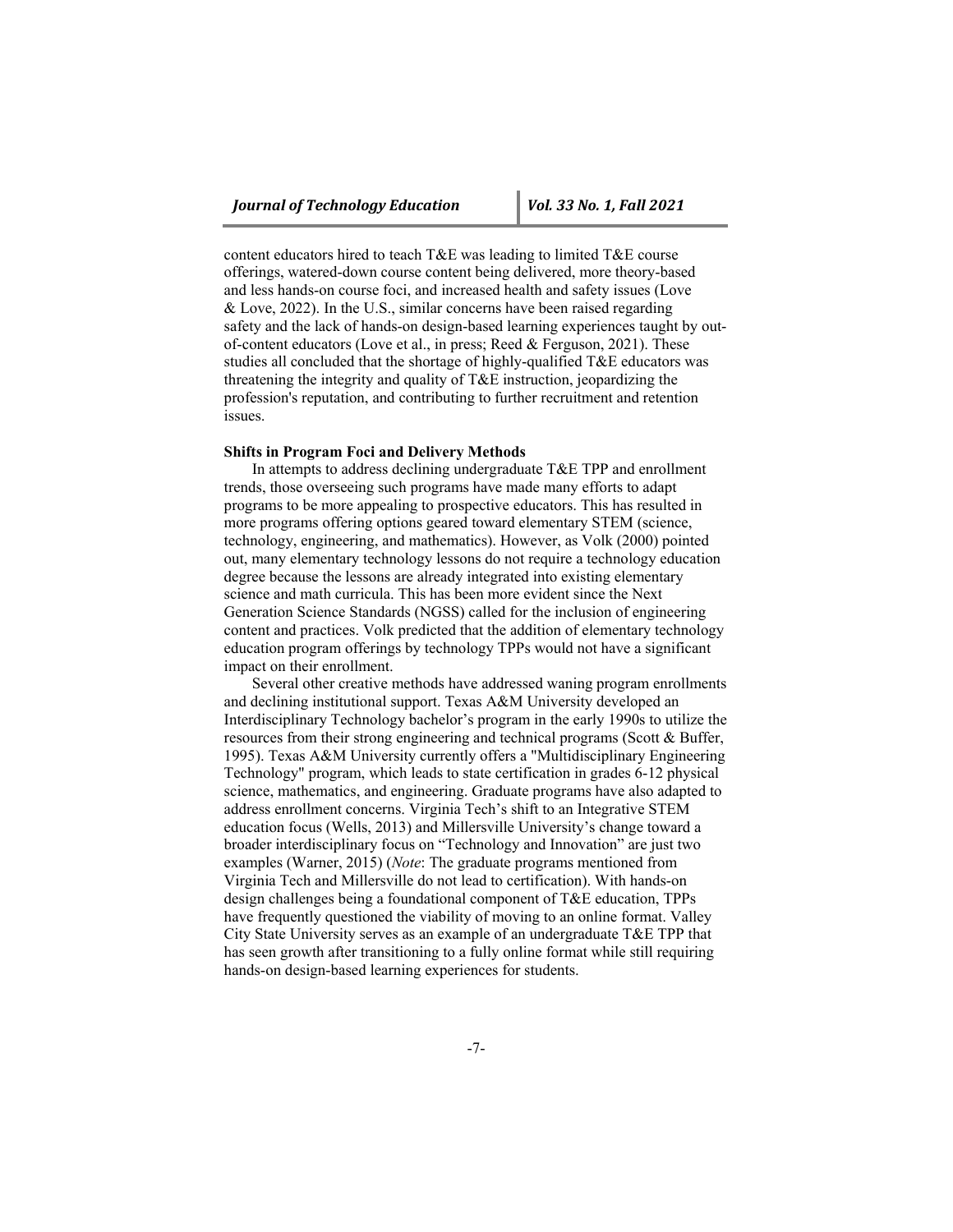content educators hired to teach T&E was leading to limited T&E course offerings, watered-down course content being delivered, more theory-based and less hands-on course foci, and increased health and safety issues (Love & Love, 2022). In the U.S., similar concerns have been raised regarding safety and the lack of hands-on design-based learning experiences taught by out-of-content educators (Love et al., in press; Reed & Ferguson, 2021). These studies all concluded that the shortage of highly-qualified T&E educators was threatening the integrity and quality of T&E instruction, jeopardizing the profession's reputation, and contributing to further recruitment and retention issues.

**Shifts in Program Foci and Delivery Methods**

In attempts to address declining undergraduate T&E TPP and enrollment trends, those overseeing such programs have made many efforts to adapt programs to be more appealing to prospective educators. This has resulted in more programs offering options geared toward elementary STEM (science, technology, engineering, and mathematics). However, as Volk (2000) pointed out, many elementary technology lessons do not require a technology education degree because the lessons are already integrated into existing elementary science and math curricula. This has been more evident since the Next Generation Science Standards (NGSS) called for the inclusion of engineering content and practices. Volk predicted that the addition of elementary technology education program offerings by technology TPPs would not have a significant impact on their enrollment.

Several other creative methods have addressed waning program enrollments and declining institutional support. Texas A&M University developed an Interdisciplinary Technology bachelor's program in the early 1990s to utilize the resources from their strong engineering and technical programs (Scott & Buffer, 1995). Texas A&M University currently offers a "Multidisciplinary Engineering Technology" program, which leads to state certification in grades 6-12 physical science, mathematics, and engineering. Graduate programs have also adapted to address enrollment concerns. Virginia Tech's shift to an Integrative STEM education focus (Wells, 2013) and Millersville University's change toward a broader interdisciplinary focus on "Technology and Innovation" are just two examples (Warner, 2015) (*Note*: The graduate programs mentioned from Virginia Tech and Millersville do not lead to certification). With hands-on design challenges being a foundational component of T&E education, TPPs have frequently questioned the viability of moving to an online format. Valley City State University serves as an example of an undergraduate T&E TPP that has seen growth after transitioning to a fully online format while still requiring hands-on design-based learning experiences for students.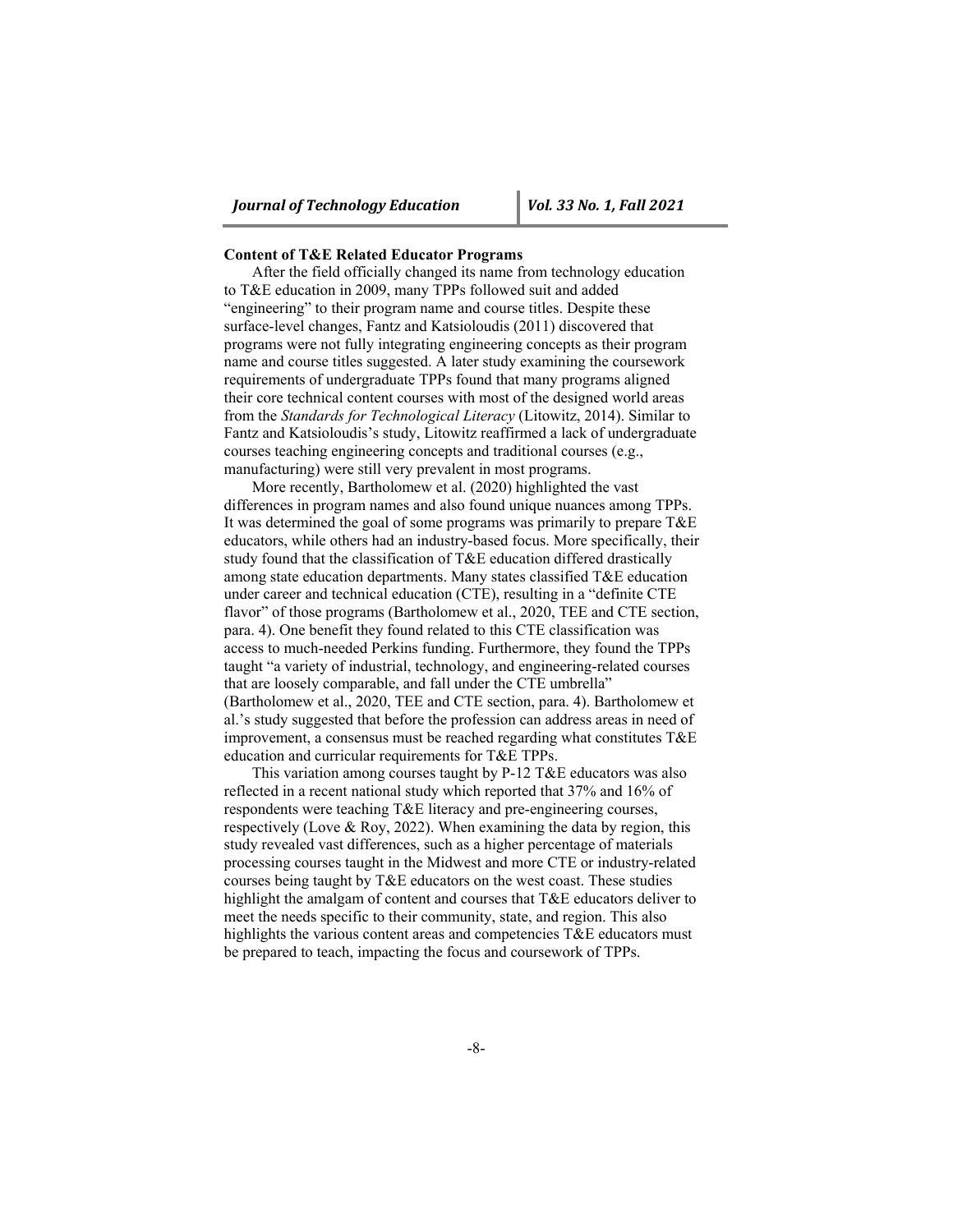**Content of T&E Related Educator Programs**

After the field officially changed its name from technology education to T&E education in 2009, many TPPs followed suit and added "engineering" to their program name and course titles. Despite these surface-level changes, Fantz and Katsioloudis (2011) discovered that programs were not fully integrating engineering concepts as their program name and course titles suggested. A later study examining the coursework requirements of undergraduate TPPs found that many programs aligned their core technical content courses with most of the designed world areas from the *Standards for Technological Literacy* (Litowitz, 2014). Similar to Fantz and Katsioloudis's study, Litowitz reaffirmed a lack of undergraduate courses teaching engineering concepts and traditional courses (e.g., manufacturing) were still very prevalent in most programs.

More recently, Bartholomew et al. (2020) highlighted the vast differences in program names and also found unique nuances among TPPs. It was determined the goal of some programs was primarily to prepare T&E educators, while others had an industry-based focus. More specifically, their study found that the classification of T&E education differed drastically among state education departments. Many states classified T&E education under career and technical education (CTE), resulting in a "definite CTE flavor" of those programs (Bartholomew et al., 2020, TEE and CTE section, para. 4). One benefit they found related to this CTE classification was access to much-needed Perkins funding. Furthermore, they found the TPPs taught "a variety of industrial, technology, and engineering-related courses that are loosely comparable, and fall under the CTE umbrella" (Bartholomew et al., 2020, TEE and CTE section, para. 4). Bartholomew et al.'s study suggested that before the profession can address areas in need of improvement, a consensus must be reached regarding what constitutes T&E education and curricular requirements for T&E TPPs.

This variation among courses taught by P-12 T&E educators was also reflected in a recent national study which reported that 37% and 16% of respondents were teaching T&E literacy and pre-engineering courses, respectively (Love & Roy, 2022). When examining the data by region, this study revealed vast differences, such as a higher percentage of materials processing courses taught in the Midwest and more CTE or industry-related courses being taught by T&E educators on the west coast. These studies highlight the amalgam of content and courses that T&E educators deliver to meet the needs specific to their community, state, and region. This also highlights the various content areas and competencies T&E educators must be prepared to teach, impacting the focus and coursework of TPPs.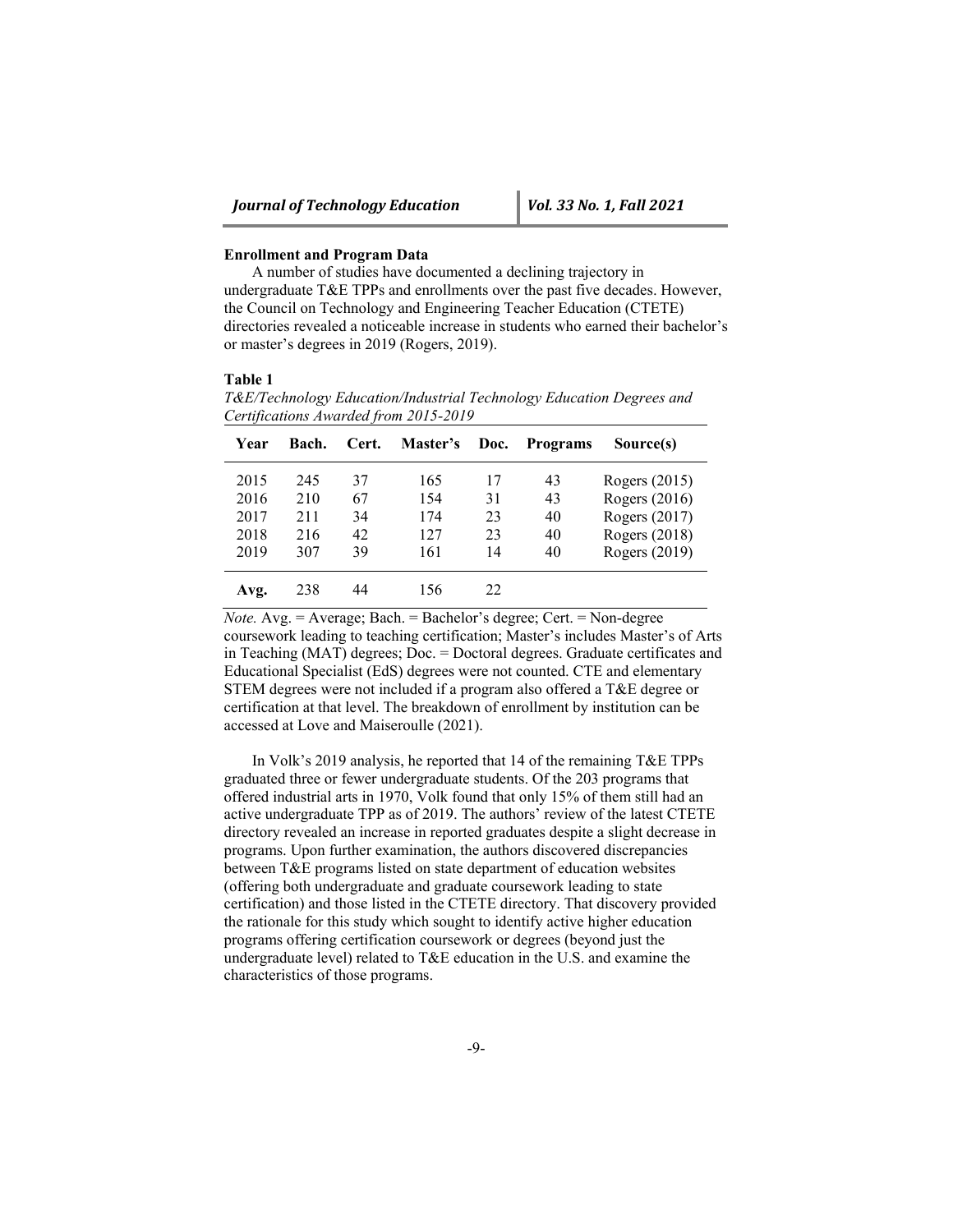**Enrollment and Program Data**

A number of studies have documented a declining trajectory in undergraduate T&E TPPs and enrollments over the past five decades. However, the Council on Technology and Engineering Teacher Education (CTETE) directories revealed a noticeable increase in students who earned their bachelor's or master's degrees in 2019 (Rogers, 2019).

**Table 1**

*T&E/Technology Education/Industrial Technology Education Degrees and Certifications Awarded from 2015-2019*

| Year | Bach. | Cert. | Master's | Doc. | Programs | Source(s) |
|---|---|---|---|---|---|---|
| 2015 | 245 | 37 | 165 | 17 | 43 | Rogers (2015) |
| 2016 | 210 | 67 | 154 | 31 | 43 | Rogers (2016) |
| 2017 | 211 | 34 | 174 | 23 | 40 | Rogers (2017) |
| 2018 | 216 | 42 | 127 | 23 | 40 | Rogers (2018) |
| 2019 | 307 | 39 | 161 | 14 | 40 | Rogers (2019) |
| **Avg.** | 238 | 44 | 156 | 22 | | |

*Note.* Avg. = Average; Bach. = Bachelor's degree; Cert. = Non-degree coursework leading to teaching certification; Master's includes Master's of Arts in Teaching (MAT) degrees; Doc. = Doctoral degrees. Graduate certificates and Educational Specialist (EdS) degrees were not counted. CTE and elementary STEM degrees were not included if a program also offered a T&E degree or certification at that level. The breakdown of enrollment by institution can be accessed at Love and Maiseroulle (2021).

In Volk's 2019 analysis, he reported that 14 of the remaining T&E TPPs graduated three or fewer undergraduate students. Of the 203 programs that offered industrial arts in 1970, Volk found that only 15% of them still had an active undergraduate TPP as of 2019. The authors' review of the latest CTETE directory revealed an increase in reported graduates despite a slight decrease in programs. Upon further examination, the authors discovered discrepancies between T&E programs listed on state department of education websites (offering both undergraduate and graduate coursework leading to state certification) and those listed in the CTETE directory. That discovery provided the rationale for this study which sought to identify active higher education programs offering certification coursework or degrees (beyond just the undergraduate level) related to T&E education in the U.S. and examine the characteristics of those programs.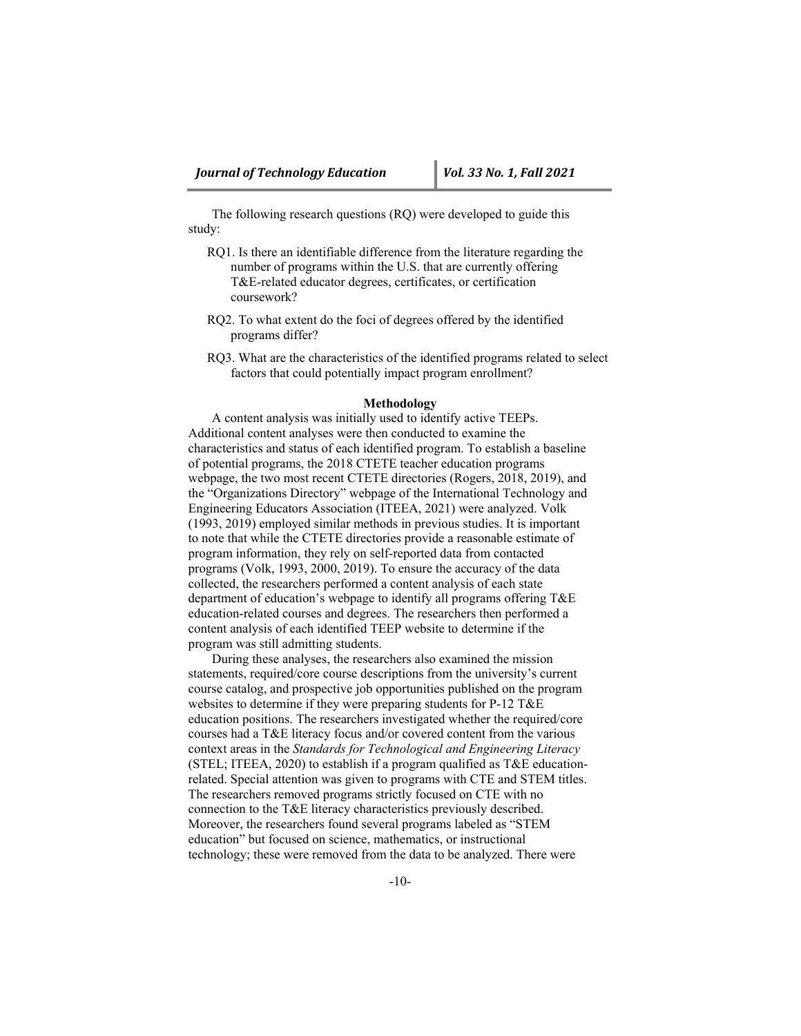The following research questions (RQ) were developed to guide this study:

- RQ1. Is there an identifiable difference from the literature regarding the number of programs within the U.S. that are currently offering T&E-related educator degrees, certificates, or certification coursework?
- RQ2. To what extent do the foci of degrees offered by the identified programs differ?
- RQ3. What are the characteristics of the identified programs related to select factors that could potentially impact program enrollment?

## Methodology

A content analysis was initially used to identify active TEEPs. Additional content analyses were then conducted to examine the characteristics and status of each identified program. To establish a baseline of potential programs, the 2018 CTETE teacher education programs webpage, the two most recent CTETE directories (Rogers, 2018, 2019), and the "Organizations Directory" webpage of the International Technology and Engineering Educators Association (ITEEA, 2021) were analyzed. Volk (1993, 2019) employed similar methods in previous studies. It is important to note that while the CTETE directories provide a reasonable estimate of program information, they rely on self-reported data from contacted programs (Volk, 1993, 2000, 2019). To ensure the accuracy of the data collected, the researchers performed a content analysis of each state department of education's webpage to identify all programs offering T&E education-related courses and degrees. The researchers then performed a content analysis of each identified TEEP website to determine if the program was still admitting students.

During these analyses, the researchers also examined the mission statements, required/core course descriptions from the university's current course catalog, and prospective job opportunities published on the program websites to determine if they were preparing students for P-12 T&E education positions. The researchers investigated whether the required/core courses had a T&E literacy focus and/or covered content from the various context areas in the *Standards for Technological and Engineering Literacy* (STEL; ITEEA, 2020) to establish if a program qualified as T&E education-related. Special attention was given to programs with CTE and STEM titles. The researchers removed programs strictly focused on CTE with no connection to the T&E literacy characteristics previously described. Moreover, the researchers found several programs labeled as "STEM education" but focused on science, mathematics, or instructional technology; these were removed from the data to be analyzed. There were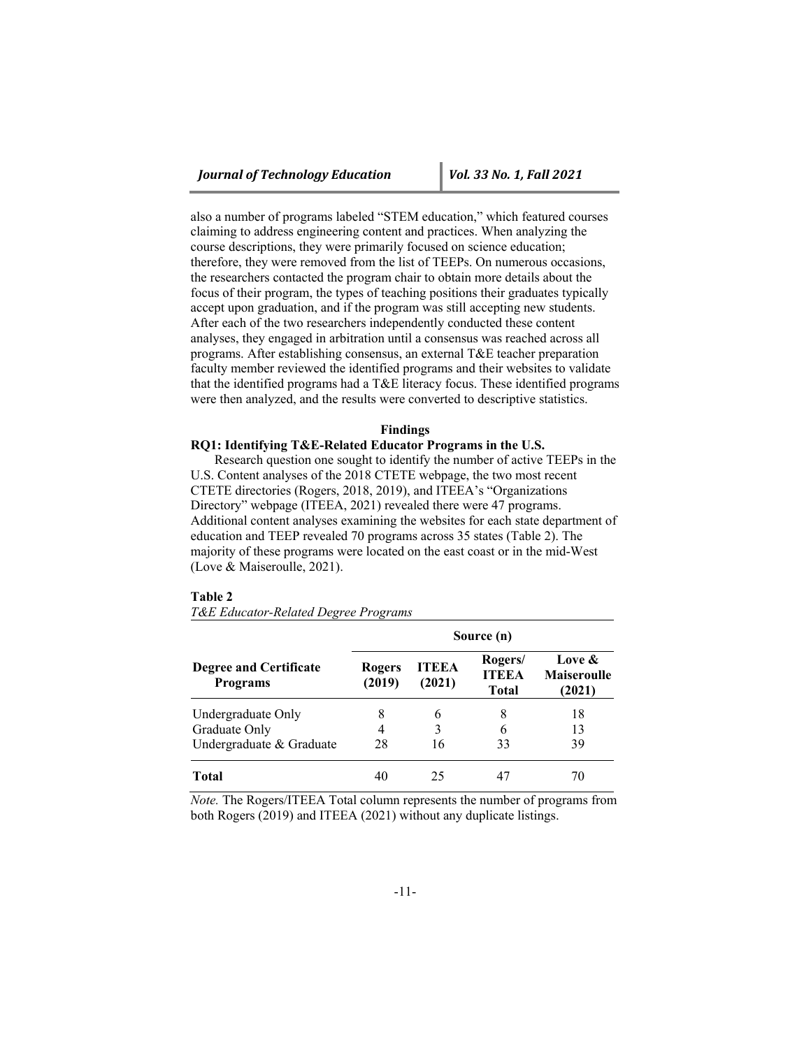also a number of programs labeled "STEM education," which featured courses claiming to address engineering content and practices. When analyzing the course descriptions, they were primarily focused on science education; therefore, they were removed from the list of TEEPs. On numerous occasions, the researchers contacted the program chair to obtain more details about the focus of their program, the types of teaching positions their graduates typically accept upon graduation, and if the program was still accepting new students. After each of the two researchers independently conducted these content analyses, they engaged in arbitration until a consensus was reached across all programs. After establishing consensus, an external T&E teacher preparation faculty member reviewed the identified programs and their websites to validate that the identified programs had a T&E literacy focus. These identified programs were then analyzed, and the results were converted to descriptive statistics.

## Findings

### RQ1: Identifying T&E-Related Educator Programs in the U.S.

Research question one sought to identify the number of active TEEPs in the U.S. Content analyses of the 2018 CTETE webpage, the two most recent CTETE directories (Rogers, 2018, 2019), and ITEEA's "Organizations Directory" webpage (ITEEA, 2021) revealed there were 47 programs. Additional content analyses examining the websites for each state department of education and TEEP revealed 70 programs across 35 states (Table 2). The majority of these programs were located on the east coast or in the mid-West (Love & Maiseroulle, 2021).

**Table 2**

*T&E Educator-Related Degree Programs*

| | Source (n) | | | |
|---|---|---|---|---|
| **Degree and Certificate Programs** | **Rogers (2019)** | **ITEEA (2021)** | **Rogers/ ITEEA Total** | **Love & Maiseroulle (2021)** |
| Undergraduate Only | 8 | 6 | 8 | 18 |
| Graduate Only | 4 | 3 | 6 | 13 |
| Undergraduate & Graduate | 28 | 16 | 33 | 39 |
| **Total** | 40 | 25 | 47 | 70 |

*Note.* The Rogers/ITEEA Total column represents the number of programs from both Rogers (2019) and ITEEA (2021) without any duplicate listings.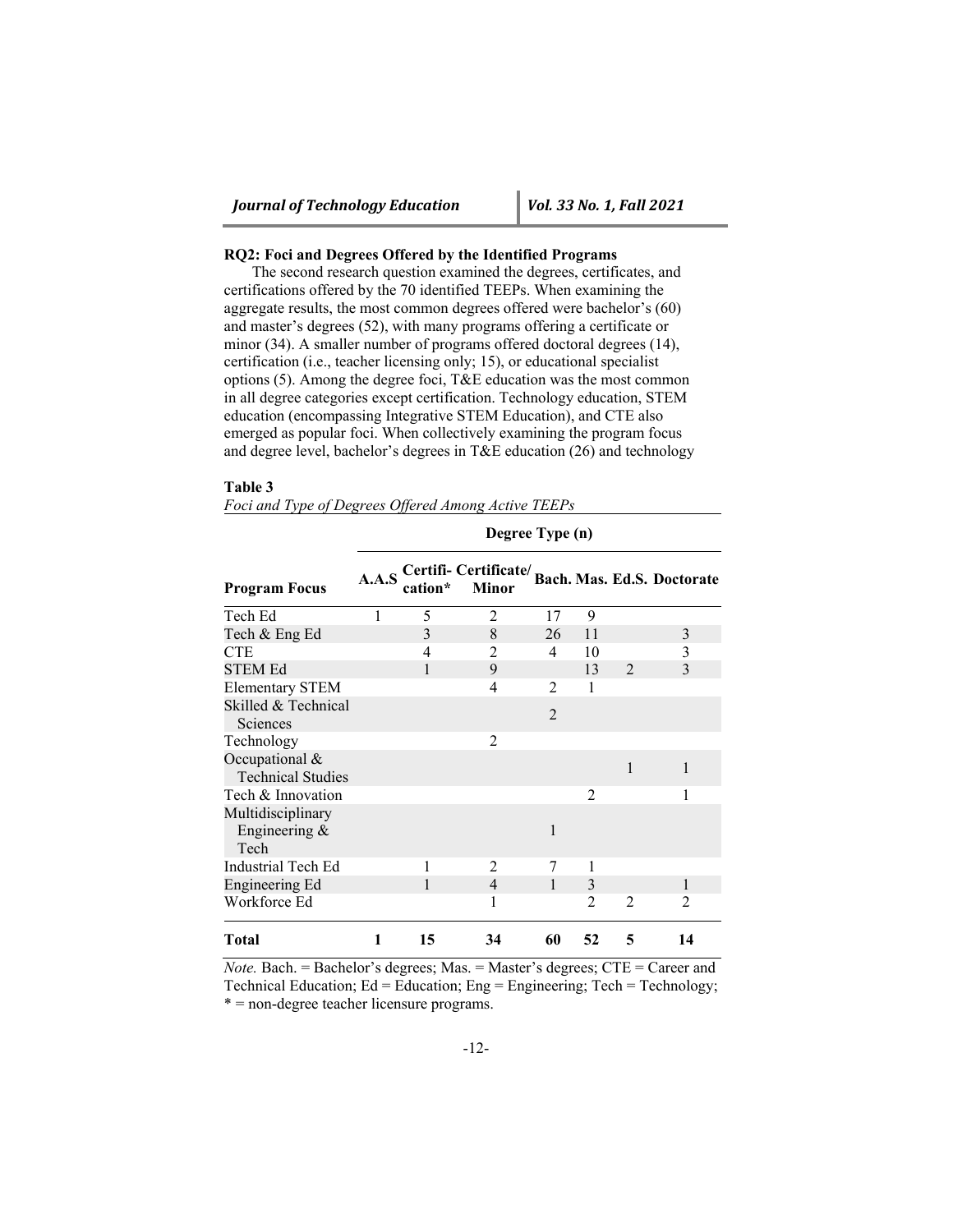### RQ2: Foci and Degrees Offered by the Identified Programs

The second research question examined the degrees, certificates, and certifications offered by the 70 identified TEEPs. When examining the aggregate results, the most common degrees offered were bachelor's (60) and master's degrees (52), with many programs offering a certificate or minor (34). A smaller number of programs offered doctoral degrees (14), certification (i.e., teacher licensing only; 15), or educational specialist options (5). Among the degree foci, T&E education was the most common in all degree categories except certification. Technology education, STEM education (encompassing Integrative STEM Education), and CTE also emerged as popular foci. When collectively examining the program focus and degree level, bachelor's degrees in T&E education (26) and technology

**Table 3**
*Foci and Type of Degrees Offered Among Active TEEPs*

| | Degree Type (n) | | | | | | |
|---|---|---|---|---|---|---|---|
| **Program Focus** | **A.A.S** | **Certification*** | **Certificate/ Minor** | **Bach.** | **Mas.** | **Ed.S.** | **Doctorate** |
| Tech Ed | 1 | 5 | 2 | 17 | 9 | | |
| Tech & Eng Ed | | 3 | 8 | 26 | 11 | | 3 |
| CTE | | 4 | 2 | 4 | 10 | | 3 |
| STEM Ed | | 1 | 9 | | 13 | 2 | 3 |
| Elementary STEM | | | 4 | 2 | 1 | | |
| Skilled & Technical Sciences | | | | 2 | | | |
| Technology | | | 2 | | | | |
| Occupational & Technical Studies | | | | | | 1 | 1 |
| Tech & Innovation | | | | | 2 | | 1 |
| Multidisciplinary Engineering & Tech | | | | 1 | | | |
| Industrial Tech Ed | | 1 | 2 | 7 | 1 | | |
| Engineering Ed | | 1 | 4 | 1 | 3 | | 1 |
| Workforce Ed | | | 1 | | 2 | 2 | 2 |
| **Total** | **1** | **15** | **34** | **60** | **52** | **5** | **14** |

*Note.* Bach. = Bachelor's degrees; Mas. = Master's degrees; CTE = Career and Technical Education; Ed = Education; Eng = Engineering; Tech = Technology; * = non-degree teacher licensure programs.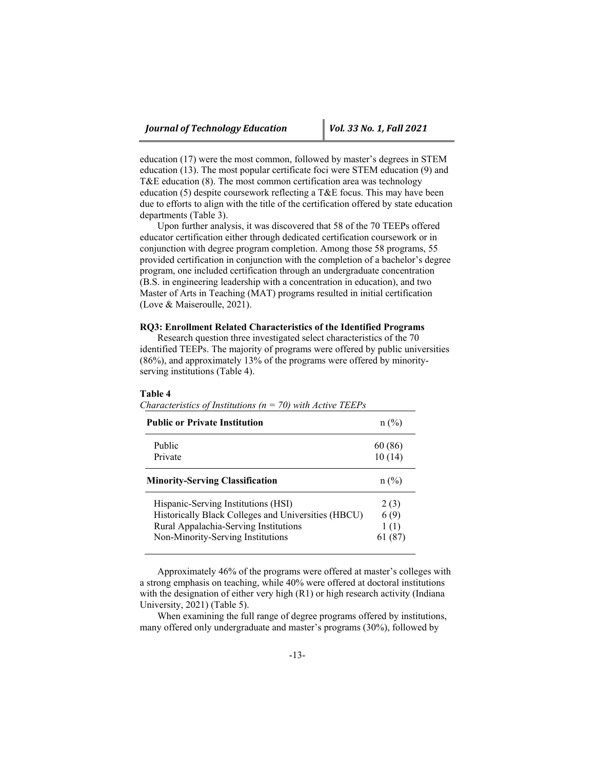education (17) were the most common, followed by master's degrees in STEM education (13). The most popular certificate foci were STEM education (9) and T&E education (8). The most common certification area was technology education (5) despite coursework reflecting a T&E focus. This may have been due to efforts to align with the title of the certification offered by state education departments (Table 3).

Upon further analysis, it was discovered that 58 of the 70 TEEPs offered educator certification either through dedicated certification coursework or in conjunction with degree program completion. Among those 58 programs, 55 provided certification in conjunction with the completion of a bachelor's degree program, one included certification through an undergraduate concentration (B.S. in engineering leadership with a concentration in education), and two Master of Arts in Teaching (MAT) programs resulted in initial certification (Love & Maiseroulle, 2021).

### RQ3: Enrollment Related Characteristics of the Identified Programs

Research question three investigated select characteristics of the 70 identified TEEPs. The majority of programs were offered by public universities (86%), and approximately 13% of the programs were offered by minority-serving institutions (Table 4).

**Table 4**

*Characteristics of Institutions (n = 70) with Active TEEPs*

| **Public or Private Institution** | n (%) |
| --- | --- |
| Public | 60 (86) |
| Private | 10 (14) |
| **Minority-Serving Classification** | n (%) |
| Hispanic-Serving Institutions (HSI) | 2 (3) |
| Historically Black Colleges and Universities (HBCU) | 6 (9) |
| Rural Appalachia-Serving Institutions | 1 (1) |
| Non-Minority-Serving Institutions | 61 (87) |

Approximately 46% of the programs were offered at master's colleges with a strong emphasis on teaching, while 40% were offered at doctoral institutions with the designation of either very high (R1) or high research activity (Indiana University, 2021) (Table 5).

When examining the full range of degree programs offered by institutions, many offered only undergraduate and master's programs (30%), followed by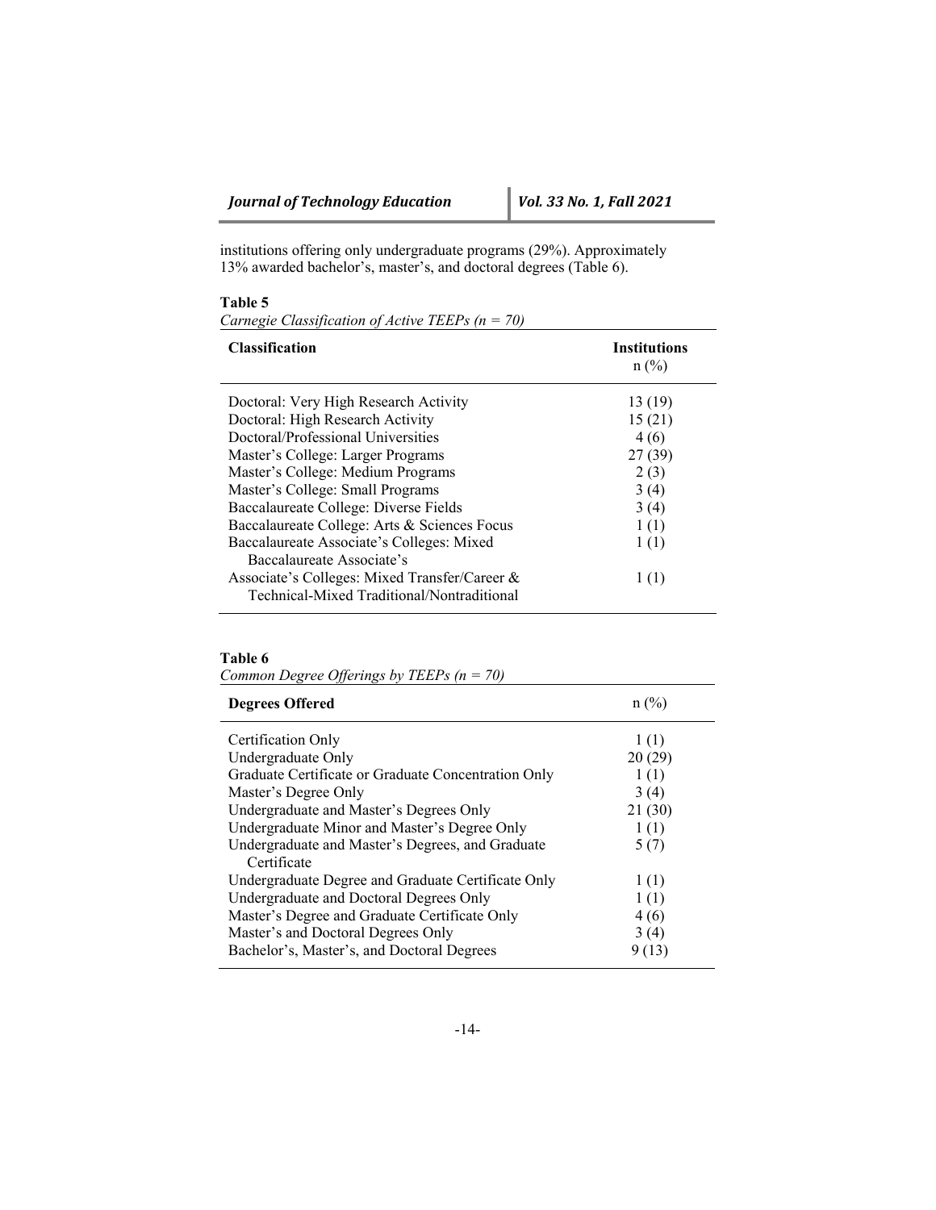institutions offering only undergraduate programs (29%). Approximately 13% awarded bachelor's, master's, and doctoral degrees (Table 6).

**Table 5**

*Carnegie Classification of Active TEEPs (n = 70)*

| Classification | Institutions n (%) |
|---|---|
| Doctoral: Very High Research Activity | 13 (19) |
| Doctoral: High Research Activity | 15 (21) |
| Doctoral/Professional Universities | 4 (6) |
| Master's College: Larger Programs | 27 (39) |
| Master's College: Medium Programs | 2 (3) |
| Master's College: Small Programs | 3 (4) |
| Baccalaureate College: Diverse Fields | 3 (4) |
| Baccalaureate College: Arts & Sciences Focus | 1 (1) |
| Baccalaureate Associate's Colleges: Mixed Baccalaureate Associate's | 1 (1) |
| Associate's Colleges: Mixed Transfer/Career & Technical-Mixed Traditional/Nontraditional | 1 (1) |

**Table 6**

*Common Degree Offerings by TEEPs (n = 70)*

| Degrees Offered | n (%) |
|---|---|
| Certification Only | 1 (1) |
| Undergraduate Only | 20 (29) |
| Graduate Certificate or Graduate Concentration Only | 1 (1) |
| Master's Degree Only | 3 (4) |
| Undergraduate and Master's Degrees Only | 21 (30) |
| Undergraduate Minor and Master's Degree Only | 1 (1) |
| Undergraduate and Master's Degrees, and Graduate Certificate | 5 (7) |
| Undergraduate Degree and Graduate Certificate Only | 1 (1) |
| Undergraduate and Doctoral Degrees Only | 1 (1) |
| Master's Degree and Graduate Certificate Only | 4 (6) |
| Master's and Doctoral Degrees Only | 3 (4) |
| Bachelor's, Master's, and Doctoral Degrees | 9 (13) |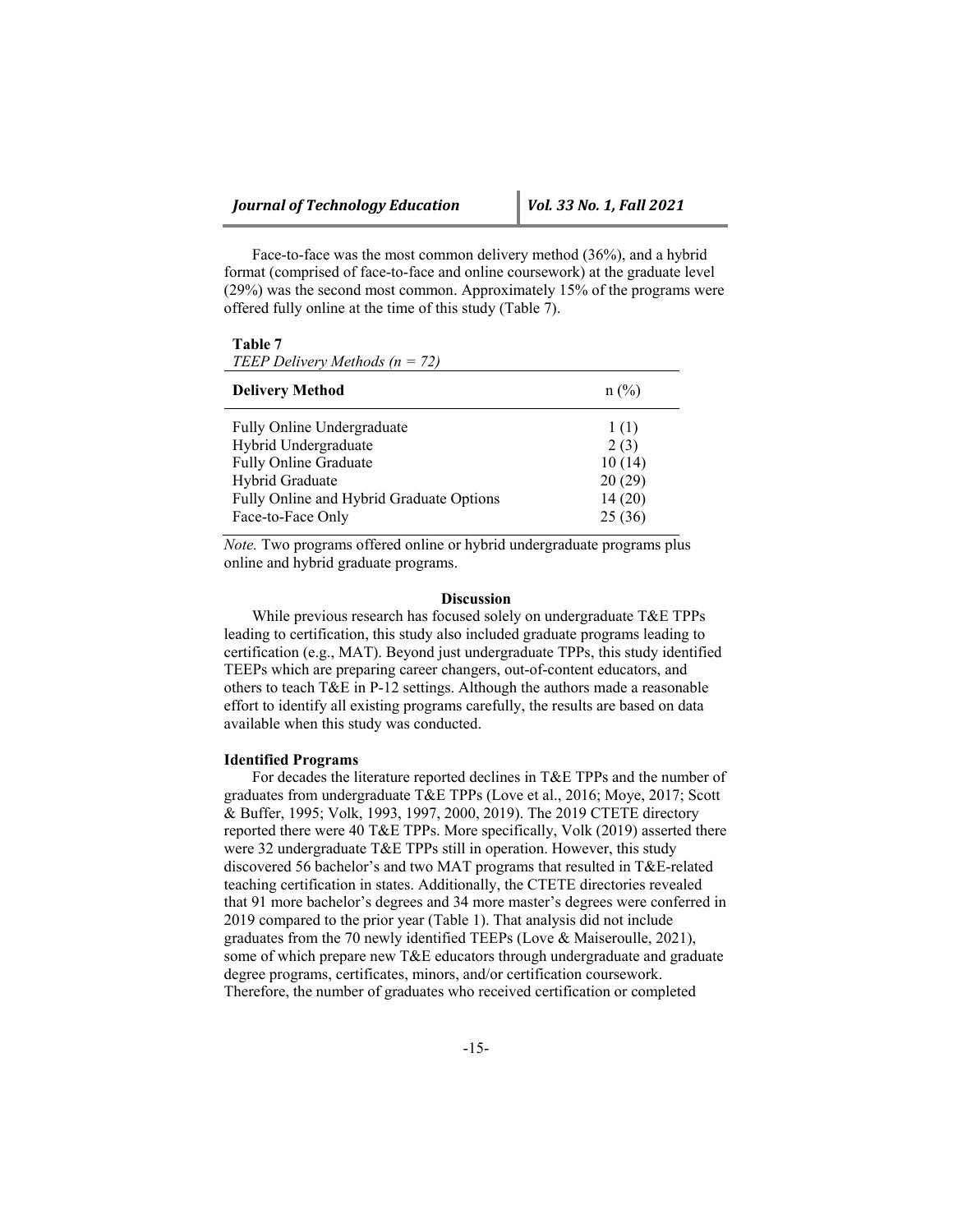Face-to-face was the most common delivery method (36%), and a hybrid format (comprised of face-to-face and online coursework) at the graduate level (29%) was the second most common. Approximately 15% of the programs were offered fully online at the time of this study (Table 7).

**Table 7**
*TEEP Delivery Methods (n = 72)*

| **Delivery Method** | n (%) |
|---|---|
| Fully Online Undergraduate | 1 (1) |
| Hybrid Undergraduate | 2 (3) |
| Fully Online Graduate | 10 (14) |
| Hybrid Graduate | 20 (29) |
| Fully Online and Hybrid Graduate Options | 14 (20) |
| Face-to-Face Only | 25 (36) |

*Note.* Two programs offered online or hybrid undergraduate programs plus online and hybrid graduate programs.

## Discussion

While previous research has focused solely on undergraduate T&E TPPs leading to certification, this study also included graduate programs leading to certification (e.g., MAT). Beyond just undergraduate TPPs, this study identified TEEPs which are preparing career changers, out-of-content educators, and others to teach T&E in P-12 settings. Although the authors made a reasonable effort to identify all existing programs carefully, the results are based on data available when this study was conducted.

### Identified Programs

For decades the literature reported declines in T&E TPPs and the number of graduates from undergraduate T&E TPPs (Love et al., 2016; Moye, 2017; Scott & Buffer, 1995; Volk, 1993, 1997, 2000, 2019). The 2019 CTETE directory reported there were 40 T&E TPPs. More specifically, Volk (2019) asserted there were 32 undergraduate T&E TPPs still in operation. However, this study discovered 56 bachelor's and two MAT programs that resulted in T&E-related teaching certification in states. Additionally, the CTETE directories revealed that 91 more bachelor's degrees and 34 more master's degrees were conferred in 2019 compared to the prior year (Table 1). That analysis did not include graduates from the 70 newly identified TEEPs (Love & Maiseroulle, 2021), some of which prepare new T&E educators through undergraduate and graduate degree programs, certificates, minors, and/or certification coursework. Therefore, the number of graduates who received certification or completed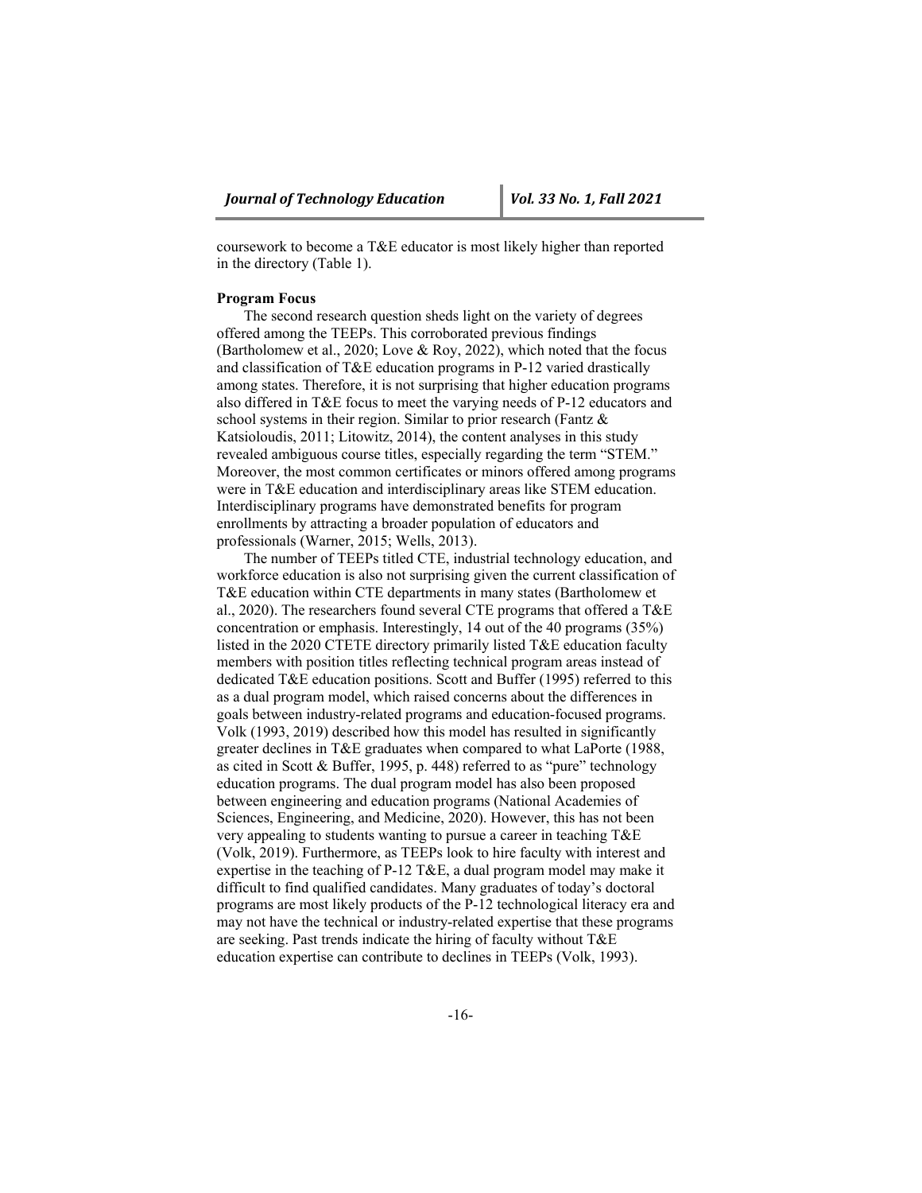coursework to become a T&E educator is most likely higher than reported in the directory (Table 1).

### Program Focus

The second research question sheds light on the variety of degrees offered among the TEEPs. This corroborated previous findings (Bartholomew et al., 2020; Love & Roy, 2022), which noted that the focus and classification of T&E education programs in P-12 varied drastically among states. Therefore, it is not surprising that higher education programs also differed in T&E focus to meet the varying needs of P-12 educators and school systems in their region. Similar to prior research (Fantz & Katsioloudis, 2011; Litowitz, 2014), the content analyses in this study revealed ambiguous course titles, especially regarding the term "STEM." Moreover, the most common certificates or minors offered among programs were in T&E education and interdisciplinary areas like STEM education. Interdisciplinary programs have demonstrated benefits for program enrollments by attracting a broader population of educators and professionals (Warner, 2015; Wells, 2013).

The number of TEEPs titled CTE, industrial technology education, and workforce education is also not surprising given the current classification of T&E education within CTE departments in many states (Bartholomew et al., 2020). The researchers found several CTE programs that offered a T&E concentration or emphasis. Interestingly, 14 out of the 40 programs (35%) listed in the 2020 CTETE directory primarily listed T&E education faculty members with position titles reflecting technical program areas instead of dedicated T&E education positions. Scott and Buffer (1995) referred to this as a dual program model, which raised concerns about the differences in goals between industry-related programs and education-focused programs. Volk (1993, 2019) described how this model has resulted in significantly greater declines in T&E graduates when compared to what LaPorte (1988, as cited in Scott & Buffer, 1995, p. 448) referred to as "pure" technology education programs. The dual program model has also been proposed between engineering and education programs (National Academies of Sciences, Engineering, and Medicine, 2020). However, this has not been very appealing to students wanting to pursue a career in teaching T&E (Volk, 2019). Furthermore, as TEEPs look to hire faculty with interest and expertise in the teaching of P-12 T&E, a dual program model may make it difficult to find qualified candidates. Many graduates of today's doctoral programs are most likely products of the P-12 technological literacy era and may not have the technical or industry-related expertise that these programs are seeking. Past trends indicate the hiring of faculty without T&E education expertise can contribute to declines in TEEPs (Volk, 1993).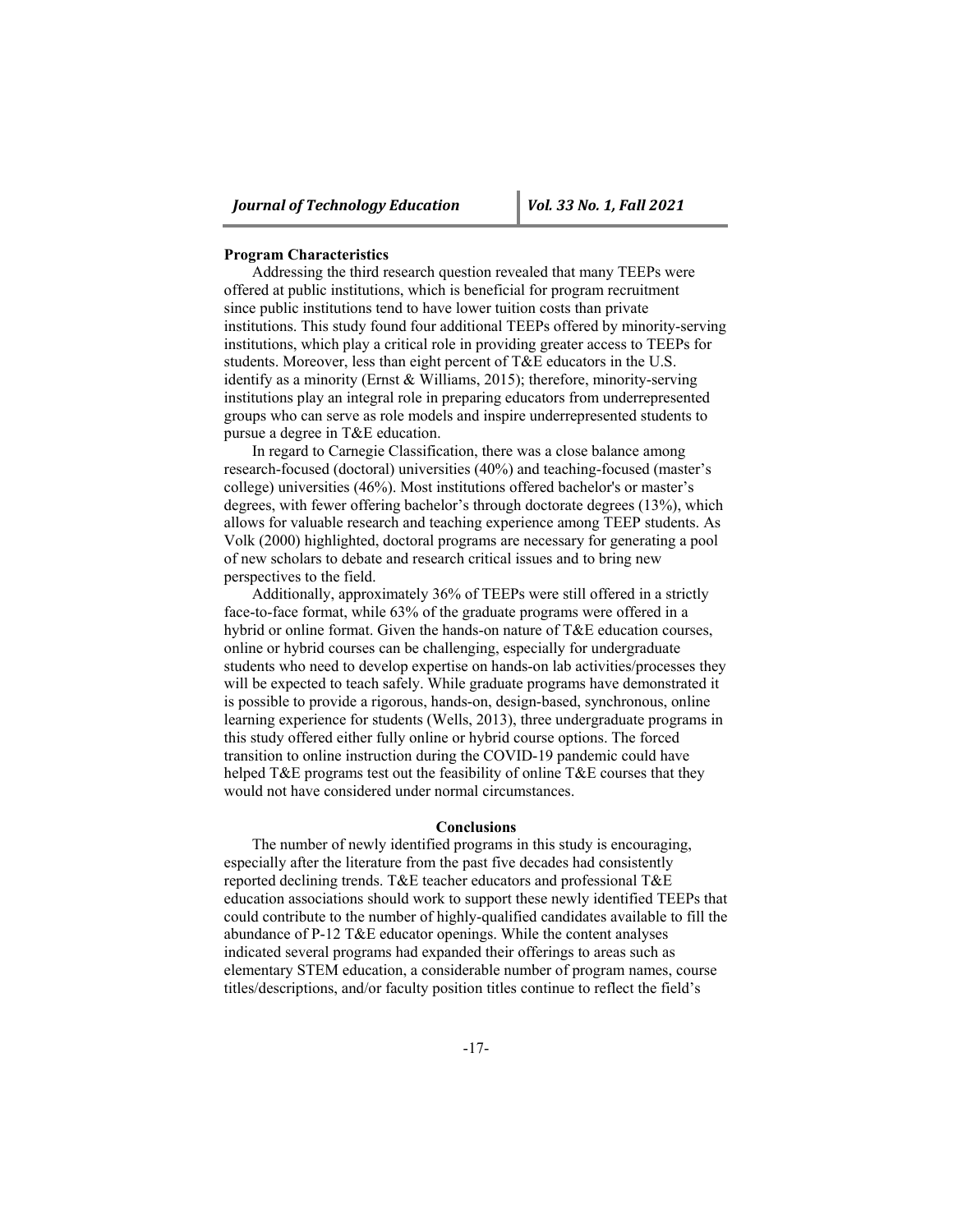**Program Characteristics**

Addressing the third research question revealed that many TEEPs were offered at public institutions, which is beneficial for program recruitment since public institutions tend to have lower tuition costs than private institutions. This study found four additional TEEPs offered by minority-serving institutions, which play a critical role in providing greater access to TEEPs for students. Moreover, less than eight percent of T&E educators in the U.S. identify as a minority (Ernst & Williams, 2015); therefore, minority-serving institutions play an integral role in preparing educators from underrepresented groups who can serve as role models and inspire underrepresented students to pursue a degree in T&E education.

In regard to Carnegie Classification, there was a close balance among research-focused (doctoral) universities (40%) and teaching-focused (master's college) universities (46%). Most institutions offered bachelor's or master's degrees, with fewer offering bachelor's through doctorate degrees (13%), which allows for valuable research and teaching experience among TEEP students. As Volk (2000) highlighted, doctoral programs are necessary for generating a pool of new scholars to debate and research critical issues and to bring new perspectives to the field.

Additionally, approximately 36% of TEEPs were still offered in a strictly face-to-face format, while 63% of the graduate programs were offered in a hybrid or online format. Given the hands-on nature of T&E education courses, online or hybrid courses can be challenging, especially for undergraduate students who need to develop expertise on hands-on lab activities/processes they will be expected to teach safely. While graduate programs have demonstrated it is possible to provide a rigorous, hands-on, design-based, synchronous, online learning experience for students (Wells, 2013), three undergraduate programs in this study offered either fully online or hybrid course options. The forced transition to online instruction during the COVID-19 pandemic could have helped T&E programs test out the feasibility of online T&E courses that they would not have considered under normal circumstances.

## Conclusions

The number of newly identified programs in this study is encouraging, especially after the literature from the past five decades had consistently reported declining trends. T&E teacher educators and professional T&E education associations should work to support these newly identified TEEPs that could contribute to the number of highly-qualified candidates available to fill the abundance of P-12 T&E educator openings. While the content analyses indicated several programs had expanded their offerings to areas such as elementary STEM education, a considerable number of program names, course titles/descriptions, and/or faculty position titles continue to reflect the field's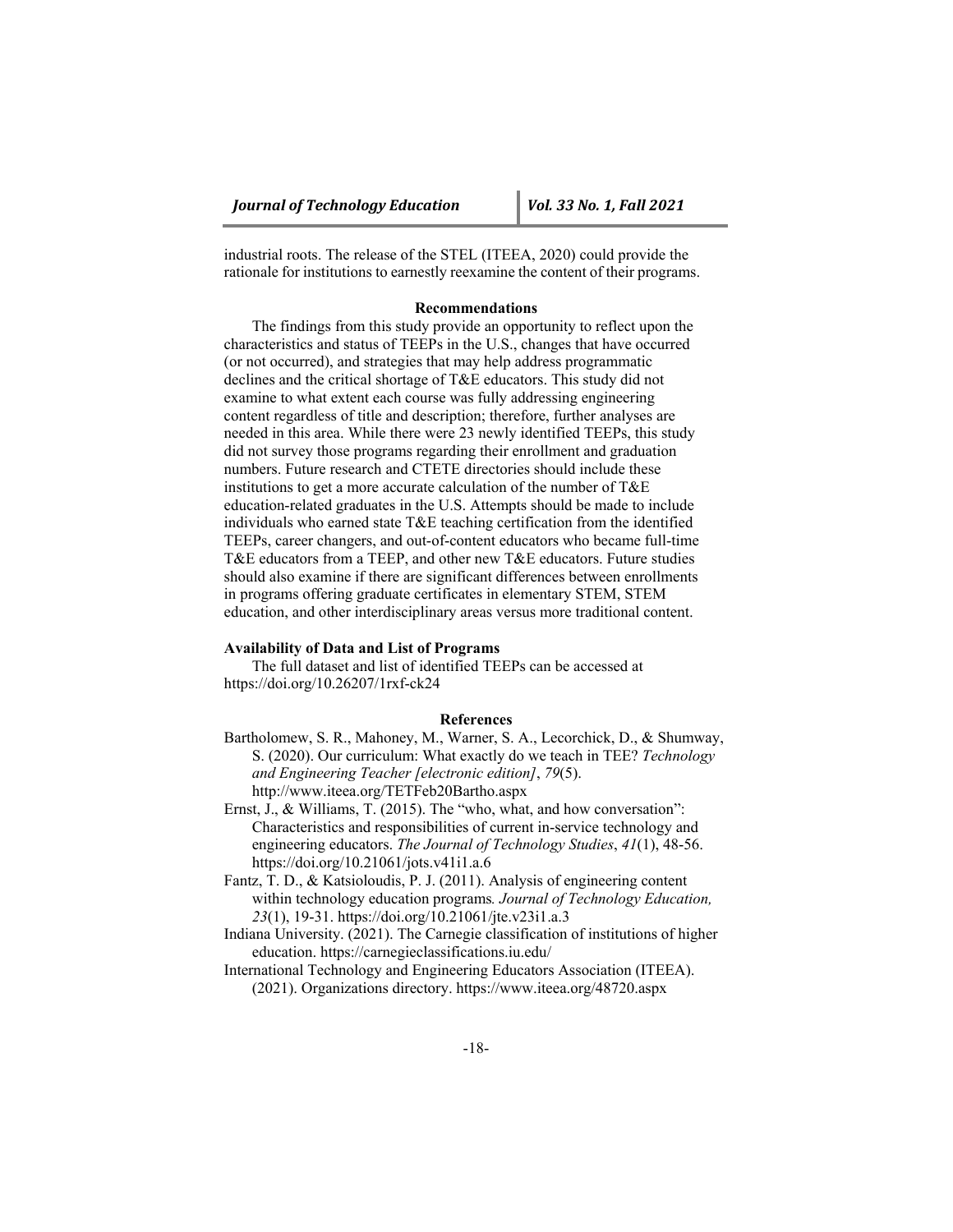industrial roots. The release of the STEL (ITEEA, 2020) could provide the rationale for institutions to earnestly reexamine the content of their programs.

## Recommendations

The findings from this study provide an opportunity to reflect upon the characteristics and status of TEEPs in the U.S., changes that have occurred (or not occurred), and strategies that may help address programmatic declines and the critical shortage of T&E educators. This study did not examine to what extent each course was fully addressing engineering content regardless of title and description; therefore, further analyses are needed in this area. While there were 23 newly identified TEEPs, this study did not survey those programs regarding their enrollment and graduation numbers. Future research and CTETE directories should include these institutions to get a more accurate calculation of the number of T&E education-related graduates in the U.S. Attempts should be made to include individuals who earned state T&E teaching certification from the identified TEEPs, career changers, and out-of-content educators who became full-time T&E educators from a TEEP, and other new T&E educators. Future studies should also examine if there are significant differences between enrollments in programs offering graduate certificates in elementary STEM, STEM education, and other interdisciplinary areas versus more traditional content.

### Availability of Data and List of Programs

The full dataset and list of identified TEEPs can be accessed at https://doi.org/10.26207/1rxf-ck24

## References

Bartholomew, S. R., Mahoney, M., Warner, S. A., Lecorchick, D., & Shumway, S. (2020). Our curriculum: What exactly do we teach in TEE? *Technology and Engineering Teacher [electronic edition]*, *79*(5). http://www.iteea.org/TETFeb20Bartho.aspx

Ernst, J., & Williams, T. (2015). The "who, what, and how conversation": Characteristics and responsibilities of current in-service technology and engineering educators. *The Journal of Technology Studies*, *41*(1), 48-56. https://doi.org/10.21061/jots.v41i1.a.6

Fantz, T. D., & Katsioloudis, P. J. (2011). Analysis of engineering content within technology education programs*. Journal of Technology Education, 23*(1), 19-31. https://doi.org/10.21061/jte.v23i1.a.3

Indiana University. (2021). The Carnegie classification of institutions of higher education. https://carnegieclassifications.iu.edu/

International Technology and Engineering Educators Association (ITEEA). (2021). Organizations directory. https://www.iteea.org/48720.aspx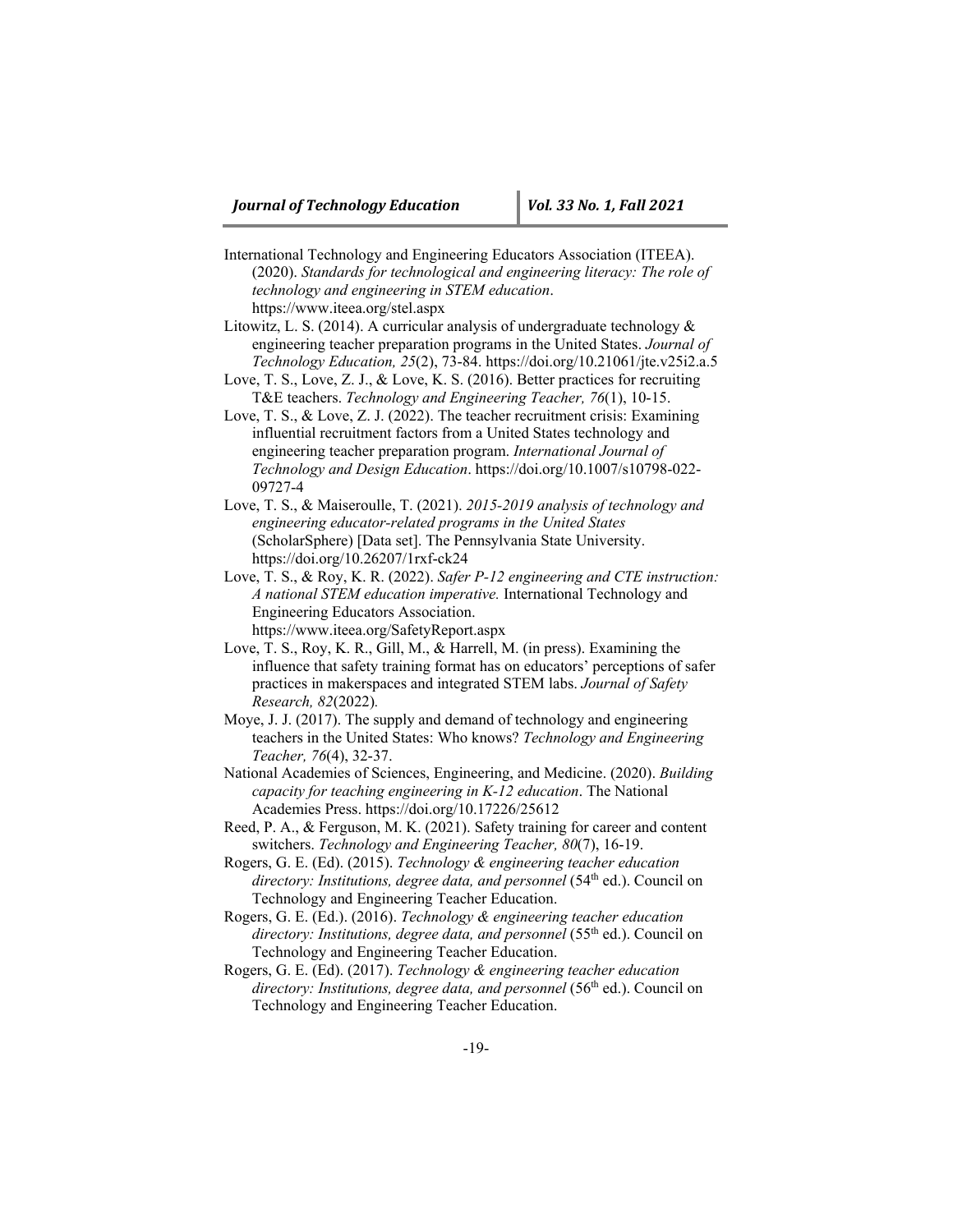International Technology and Engineering Educators Association (ITEEA). (2020). *Standards for technological and engineering literacy: The role of technology and engineering in STEM education*. https://www.iteea.org/stel.aspx

Litowitz, L. S. (2014). A curricular analysis of undergraduate technology & engineering teacher preparation programs in the United States. *Journal of Technology Education, 25*(2), 73-84. https://doi.org/10.21061/jte.v25i2.a.5

Love, T. S., Love, Z. J., & Love, K. S. (2016). Better practices for recruiting T&E teachers. *Technology and Engineering Teacher, 76*(1), 10-15.

Love, T. S., & Love, Z. J. (2022). The teacher recruitment crisis: Examining influential recruitment factors from a United States technology and engineering teacher preparation program. *International Journal of Technology and Design Education*. https://doi.org/10.1007/s10798-022-09727-4

Love, T. S., & Maiseroulle, T. (2021). *2015-2019 analysis of technology and engineering educator-related programs in the United States* (ScholarSphere) [Data set]. The Pennsylvania State University. https://doi.org/10.26207/1rxf-ck24

Love, T. S., & Roy, K. R. (2022). *Safer P-12 engineering and CTE instruction: A national STEM education imperative.* International Technology and Engineering Educators Association. https://www.iteea.org/SafetyReport.aspx

Love, T. S., Roy, K. R., Gill, M., & Harrell, M. (in press). Examining the influence that safety training format has on educators' perceptions of safer practices in makerspaces and integrated STEM labs. *Journal of Safety Research, 82*(2022).

Moye, J. J. (2017). The supply and demand of technology and engineering teachers in the United States: Who knows? *Technology and Engineering Teacher, 76*(4), 32-37.

National Academies of Sciences, Engineering, and Medicine. (2020). *Building capacity for teaching engineering in K-12 education*. The National Academies Press. https://doi.org/10.17226/25612

Reed, P. A., & Ferguson, M. K. (2021). Safety training for career and content switchers. *Technology and Engineering Teacher, 80*(7), 16-19.

Rogers, G. E. (Ed). (2015). *Technology & engineering teacher education directory: Institutions, degree data, and personnel* (54th ed.). Council on Technology and Engineering Teacher Education.

Rogers, G. E. (Ed.). (2016). *Technology & engineering teacher education directory: Institutions, degree data, and personnel* (55th ed.). Council on Technology and Engineering Teacher Education.

Rogers, G. E. (Ed). (2017). *Technology & engineering teacher education directory: Institutions, degree data, and personnel* (56th ed.). Council on Technology and Engineering Teacher Education.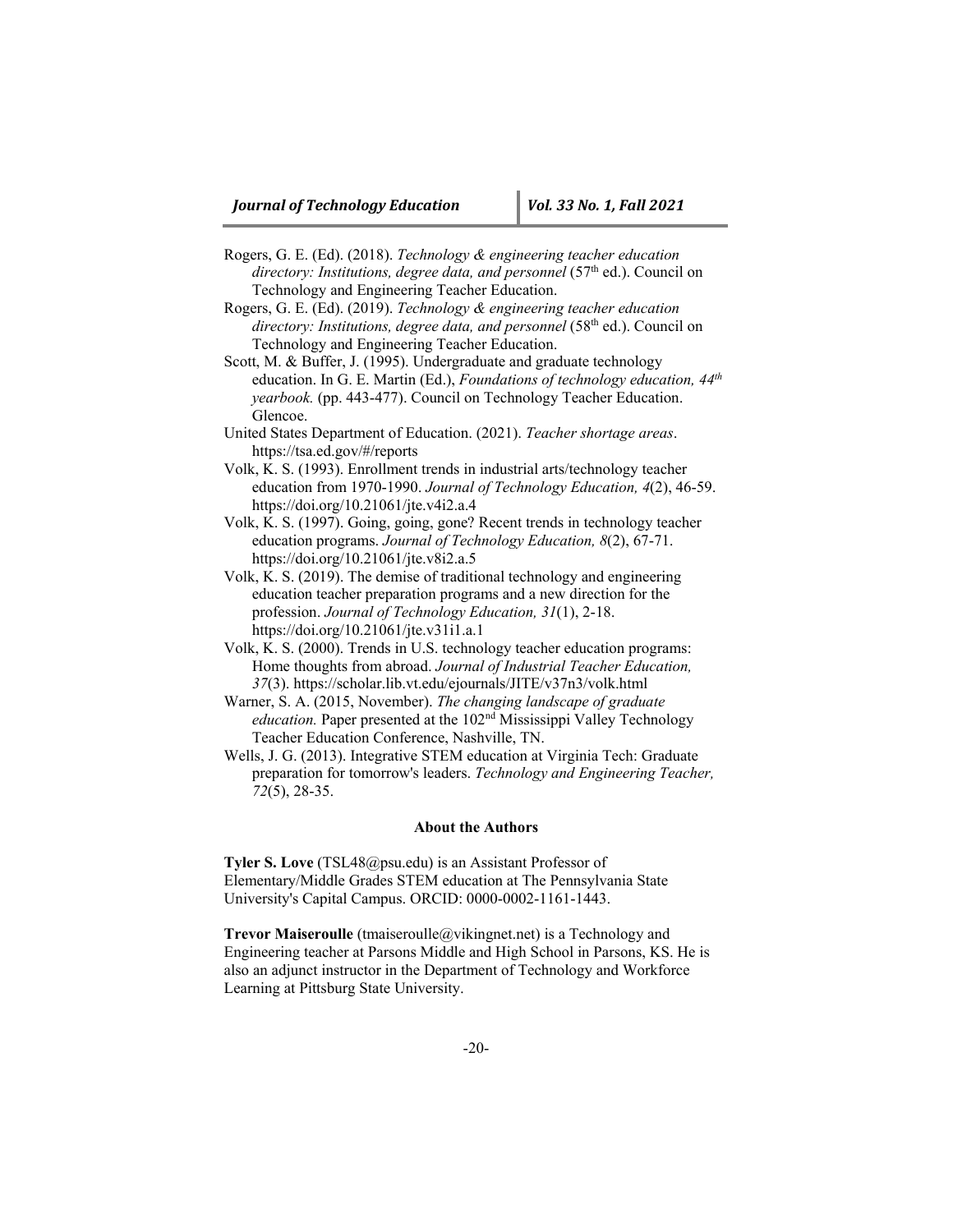Rogers, G. E. (Ed). (2018). *Technology & engineering teacher education directory: Institutions, degree data, and personnel* (57th ed.). Council on Technology and Engineering Teacher Education.

Rogers, G. E. (Ed). (2019). *Technology & engineering teacher education directory: Institutions, degree data, and personnel* (58th ed.). Council on Technology and Engineering Teacher Education.

Scott, M. & Buffer, J. (1995). Undergraduate and graduate technology education. In G. E. Martin (Ed.), *Foundations of technology education, 44th yearbook.* (pp. 443-477). Council on Technology Teacher Education. Glencoe.

United States Department of Education. (2021). *Teacher shortage areas*. https://tsa.ed.gov/#/reports

Volk, K. S. (1993). Enrollment trends in industrial arts/technology teacher education from 1970-1990. *Journal of Technology Education, 4*(2), 46-59. https://doi.org/10.21061/jte.v4i2.a.4

Volk, K. S. (1997). Going, going, gone? Recent trends in technology teacher education programs. *Journal of Technology Education, 8*(2), 67-71. https://doi.org/10.21061/jte.v8i2.a.5

Volk, K. S. (2019). The demise of traditional technology and engineering education teacher preparation programs and a new direction for the profession. *Journal of Technology Education, 31*(1), 2-18. https://doi.org/10.21061/jte.v31i1.a.1

Volk, K. S. (2000). Trends in U.S. technology teacher education programs: Home thoughts from abroad. *Journal of Industrial Teacher Education, 37*(3). https://scholar.lib.vt.edu/ejournals/JITE/v37n3/volk.html

Warner, S. A. (2015, November). *The changing landscape of graduate education.* Paper presented at the 102nd Mississippi Valley Technology Teacher Education Conference, Nashville, TN.

Wells, J. G. (2013). Integrative STEM education at Virginia Tech: Graduate preparation for tomorrow's leaders. *Technology and Engineering Teacher, 72*(5), 28-35.

## About the Authors

**Tyler S. Love** (TSL48@psu.edu) is an Assistant Professor of Elementary/Middle Grades STEM education at The Pennsylvania State University's Capital Campus. ORCID: 0000-0002-1161-1443.

**Trevor Maiseroulle** (tmaiseroulle@vikingnet.net) is a Technology and Engineering teacher at Parsons Middle and High School in Parsons, KS. He is also an adjunct instructor in the Department of Technology and Workforce Learning at Pittsburg State University.